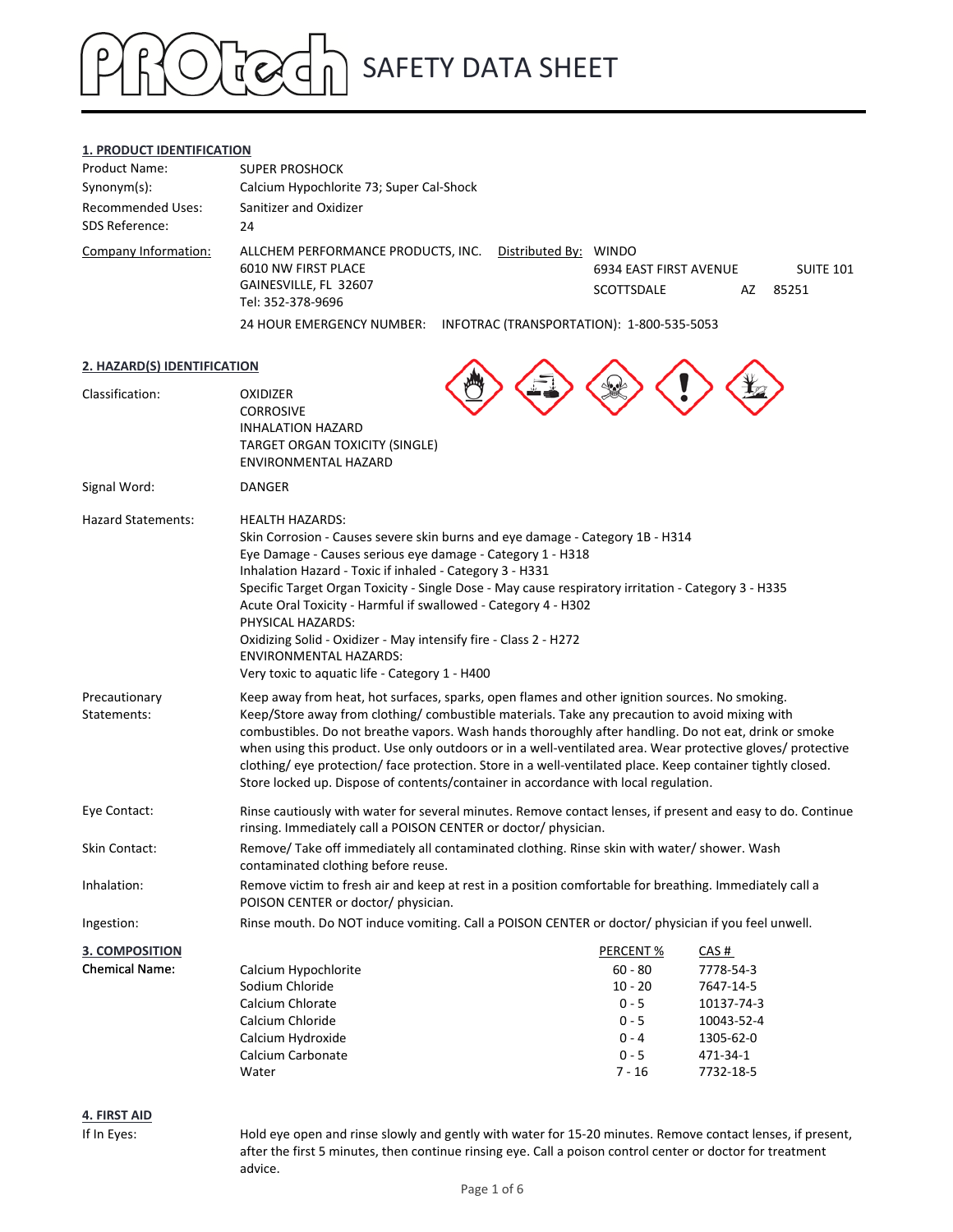# PROtech SAFETY DATA SHEET

## 1. PRODUCT IDENTIFICATION

Product Name: SUPER PROSHOCK

Synonym(s): Calcium Hypochlorite 73; Super Cal-Shock

Recommended Uses: Sanitizer and Oxidizer

SDS Reference: 24

Company Information:
ALLCHEM PERFORMANCE PRODUCTS, INC.
6010 NW FIRST PLACE
GAINESVILLE, FL 32607
Tel: 352-378-9696

Distributed By: WINDO
6934 EAST FIRST AVENUE SUITE 101
SCOTTSDALE AZ 85251

24 HOUR EMERGENCY NUMBER: INFOTRAC (TRANSPORTATION): 1-800-535-5053

## 2. HAZARD(S) IDENTIFICATION

Classification:
OXIDIZER
CORROSIVE
INHALATION HAZARD
TARGET ORGAN TOXICITY (SINGLE)
ENVIRONMENTAL HAZARD

Signal Word: DANGER

Hazard Statements:
HEALTH HAZARDS:
Skin Corrosion - Causes severe skin burns and eye damage - Category 1B - H314
Eye Damage - Causes serious eye damage - Category 1 - H318
Inhalation Hazard - Toxic if inhaled - Category 3 - H331
Specific Target Organ Toxicity - Single Dose - May cause respiratory irritation - Category 3 - H335
Acute Oral Toxicity - Harmful if swallowed - Category 4 - H302
PHYSICAL HAZARDS:
Oxidizing Solid - Oxidizer - May intensify fire - Class 2 - H272
ENVIRONMENTAL HAZARDS:
Very toxic to aquatic life - Category 1 - H400

Precautionary Statements: Keep away from heat, hot surfaces, sparks, open flames and other ignition sources. No smoking. Keep/Store away from clothing/ combustible materials. Take any precaution to avoid mixing with combustibles. Do not breathe vapors. Wash hands thoroughly after handling. Do not eat, drink or smoke when using this product. Use only outdoors or in a well-ventilated area. Wear protective gloves/ protective clothing/ eye protection/ face protection. Store in a well-ventilated place. Keep container tightly closed. Store locked up. Dispose of contents/container in accordance with local regulation.

Eye Contact: Rinse cautiously with water for several minutes. Remove contact lenses, if present and easy to do. Continue rinsing. Immediately call a POISON CENTER or doctor/ physician.

Skin Contact: Remove/ Take off immediately all contaminated clothing. Rinse skin with water/ shower. Wash contaminated clothing before reuse.

Inhalation: Remove victim to fresh air and keep at rest in a position comfortable for breathing. Immediately call a POISON CENTER or doctor/ physician.

Ingestion: Rinse mouth. Do NOT induce vomiting. Call a POISON CENTER or doctor/ physician if you feel unwell.

## 3. COMPOSITION

| Chemical Name: | PERCENT % | CAS # |
|---|---|---|
| Calcium Hypochlorite | 60 - 80 | 7778-54-3 |
| Sodium Chloride | 10 - 20 | 7647-14-5 |
| Calcium Chlorate | 0 - 5 | 10137-74-3 |
| Calcium Chloride | 0 - 5 | 10043-52-4 |
| Calcium Hydroxide | 0 - 4 | 1305-62-0 |
| Calcium Carbonate | 0 - 5 | 471-34-1 |
| Water | 7 - 16 | 7732-18-5 |

## 4. FIRST AID

If In Eyes: Hold eye open and rinse slowly and gently with water for 15-20 minutes. Remove contact lenses, if present, after the first 5 minutes, then continue rinsing eye. Call a poison control center or doctor for treatment advice.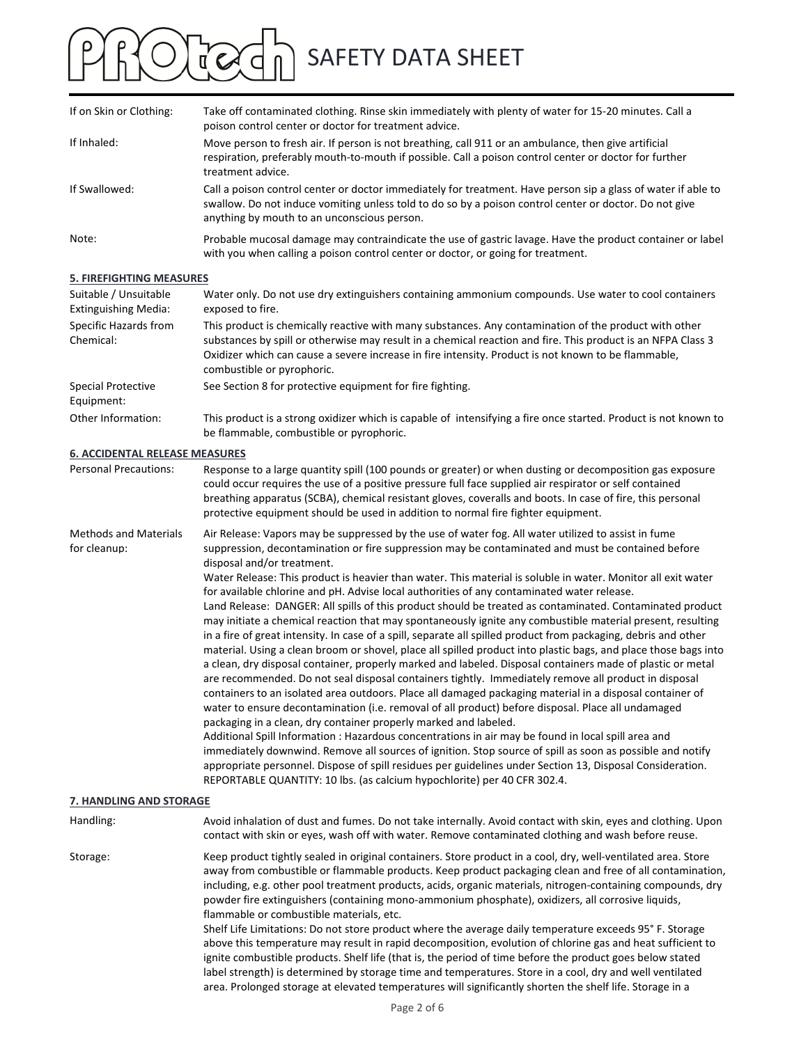| | |
|---|---|
| If on Skin or Clothing: | Take off contaminated clothing. Rinse skin immediately with plenty of water for 15-20 minutes. Call a poison control center or doctor for treatment advice. |
| If Inhaled: | Move person to fresh air. If person is not breathing, call 911 or an ambulance, then give artificial respiration, preferably mouth-to-mouth if possible. Call a poison control center or doctor for further treatment advice. |
| If Swallowed: | Call a poison control center or doctor immediately for treatment. Have person sip a glass of water if able to swallow. Do not induce vomiting unless told to do so by a poison control center or doctor. Do not give anything by mouth to an unconscious person. |
| Note: | Probable mucosal damage may contraindicate the use of gastric lavage. Have the product container or label with you when calling a poison control center or doctor, or going for treatment. |

## 5. FIREFIGHTING MEASURES

| | |
|---|---|
| Suitable / Unsuitable Extinguishing Media: | Water only. Do not use dry extinguishers containing ammonium compounds. Use water to cool containers exposed to fire. |
| Specific Hazards from Chemical: | This product is chemically reactive with many substances. Any contamination of the product with other substances by spill or otherwise may result in a chemical reaction and fire. This product is an NFPA Class 3 Oxidizer which can cause a severe increase in fire intensity. Product is not known to be flammable, combustible or pyrophoric. |
| Special Protective Equipment: | See Section 8 for protective equipment for fire fighting. |
| Other Information: | This product is a strong oxidizer which is capable of intensifying a fire once started. Product is not known to be flammable, combustible or pyrophoric. |

## 6. ACCIDENTAL RELEASE MEASURES

| | |
|---|---|
| Personal Precautions: | Response to a large quantity spill (100 pounds or greater) or when dusting or decomposition gas exposure could occur requires the use of a positive pressure full face supplied air respirator or self contained breathing apparatus (SCBA), chemical resistant gloves, coveralls and boots. In case of fire, this personal protective equipment should be used in addition to normal fire fighter equipment. |
| Methods and Materials for cleanup: | Air Release: Vapors may be suppressed by the use of water fog. All water utilized to assist in fume suppression, decontamination or fire suppression may be contaminated and must be contained before disposal and/or treatment.<br>Water Release: This product is heavier than water. This material is soluble in water. Monitor all exit water for available chlorine and pH. Advise local authorities of any contaminated water release.<br>Land Release: DANGER: All spills of this product should be treated as contaminated. Contaminated product may initiate a chemical reaction that may spontaneously ignite any combustible material present, resulting in a fire of great intensity. In case of a spill, separate all spilled product from packaging, debris and other material. Using a clean broom or shovel, place all spilled product into plastic bags, and place those bags into a clean, dry disposal container, properly marked and labeled. Disposal containers made of plastic or metal are recommended. Do not seal disposal containers tightly. Immediately remove all product in disposal containers to an isolated area outdoors. Place all damaged packaging material in a disposal container of water to ensure decontamination (i.e. removal of all product) before disposal. Place all undamaged packaging in a clean, dry container properly marked and labeled.<br>Additional Spill Information : Hazardous concentrations in air may be found in local spill area and immediately downwind. Remove all sources of ignition. Stop source of spill as soon as possible and notify appropriate personnel. Dispose of spill residues per guidelines under Section 13, Disposal Consideration. REPORTABLE QUANTITY: 10 lbs. (as calcium hypochlorite) per 40 CFR 302.4. |

## 7. HANDLING AND STORAGE

| | |
|---|---|
| Handling: | Avoid inhalation of dust and fumes. Do not take internally. Avoid contact with skin, eyes and clothing. Upon contact with skin or eyes, wash off with water. Remove contaminated clothing and wash before reuse. |
| Storage: | Keep product tightly sealed in original containers. Store product in a cool, dry, well-ventilated area. Store away from combustible or flammable products. Keep product packaging clean and free of all contamination, including, e.g. other pool treatment products, acids, organic materials, nitrogen-containing compounds, dry powder fire extinguishers (containing mono-ammonium phosphate), oxidizers, all corrosive liquids, flammable or combustible materials, etc.<br>Shelf Life Limitations: Do not store product where the average daily temperature exceeds 95° F. Storage above this temperature may result in rapid decomposition, evolution of chlorine gas and heat sufficient to ignite combustible products. Shelf life (that is, the period of time before the product goes below stated label strength) is determined by storage time and temperatures. Store in a cool, dry and well ventilated area. Prolonged storage at elevated temperatures will significantly shorten the shelf life. Storage in a |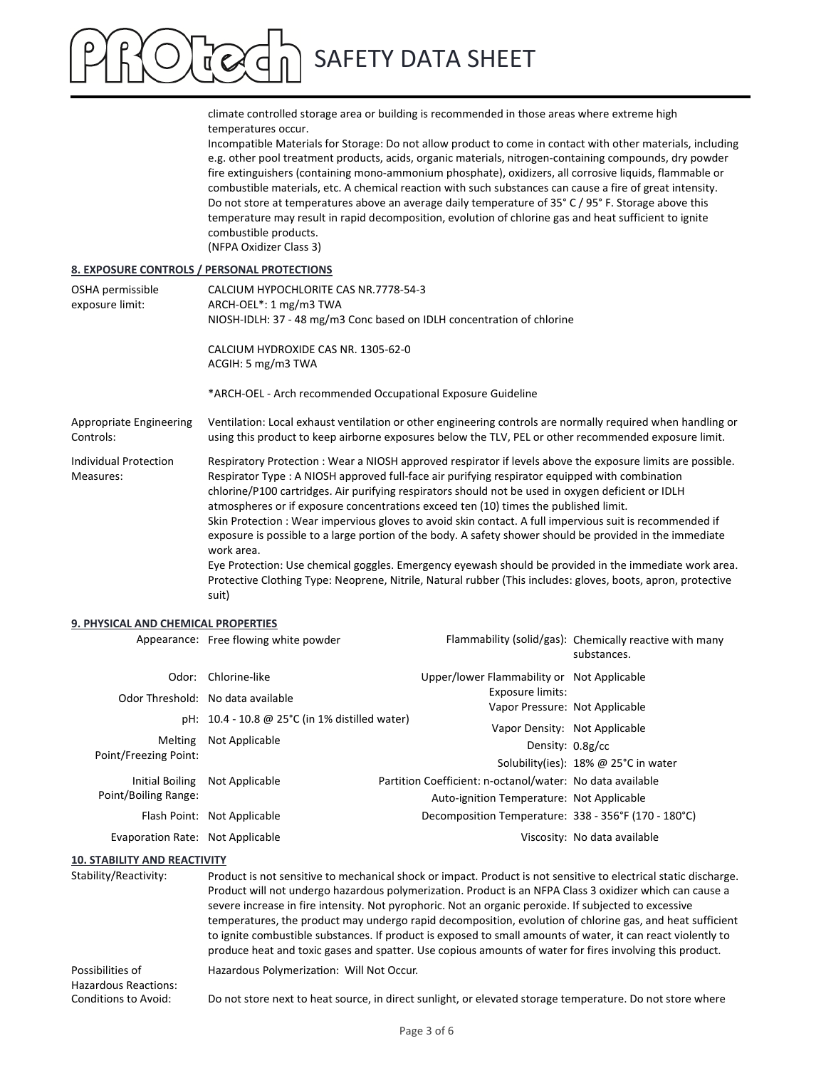climate controlled storage area or building is recommended in those areas where extreme high temperatures occur.
Incompatible Materials for Storage: Do not allow product to come in contact with other materials, including e.g. other pool treatment products, acids, organic materials, nitrogen-containing compounds, dry powder fire extinguishers (containing mono-ammonium phosphate), oxidizers, all corrosive liquids, flammable or combustible materials, etc. A chemical reaction with such substances can cause a fire of great intensity. Do not store at temperatures above an average daily temperature of 35° C / 95° F. Storage above this temperature may result in rapid decomposition, evolution of chlorine gas and heat sufficient to ignite combustible products.
(NFPA Oxidizer Class 3)

## 8. EXPOSURE CONTROLS / PERSONAL PROTECTIONS

**OSHA permissible exposure limit:**

CALCIUM HYPOCHLORITE CAS NR.7778-54-3
ARCH-OEL*: 1 mg/m3 TWA
NIOSH-IDLH: 37 - 48 mg/m3 Conc based on IDLH concentration of chlorine

CALCIUM HYDROXIDE CAS NR. 1305-62-0
ACGIH: 5 mg/m3 TWA

*ARCH-OEL - Arch recommended Occupational Exposure Guideline

**Appropriate Engineering Controls:** Ventilation: Local exhaust ventilation or other engineering controls are normally required when handling or using this product to keep airborne exposures below the TLV, PEL or other recommended exposure limit.

**Individual Protection Measures:** Respiratory Protection : Wear a NIOSH approved respirator if levels above the exposure limits are possible.
Respirator Type : A NIOSH approved full-face air purifying respirator equipped with combination chlorine/P100 cartridges. Air purifying respirators should not be used in oxygen deficient or IDLH atmospheres or if exposure concentrations exceed ten (10) times the published limit.
Skin Protection : Wear impervious gloves to avoid skin contact. A full impervious suit is recommended if exposure is possible to a large portion of the body. A safety shower should be provided in the immediate work area.
Eye Protection: Use chemical goggles. Emergency eyewash should be provided in the immediate work area.
Protective Clothing Type: Neoprene, Nitrile, Natural rubber (This includes: gloves, boots, apron, protective suit)

## 9. PHYSICAL AND CHEMICAL PROPERTIES

| Property | Value | Property | Value |
|---|---|---|---|
| Appearance: | Free flowing white powder | Flammability (solid/gas): | Chemically reactive with many substances. |
| Odor: | Chlorine-like | Upper/lower Flammability or Exposure limits: | Not Applicable |
| Odor Threshold: | No data available | Vapor Pressure: | Not Applicable |
| pH: | 10.4 - 10.8 @ 25°C (in 1% distilled water) | Vapor Density: | Not Applicable |
| Melting Point/Freezing Point: | Not Applicable | Density: | 0.8g/cc |
| | | Solubility(ies): | 18% @ 25°C in water |
| Initial Boiling Point/Boiling Range: | Not Applicable | Partition Coefficient: n-octanol/water: | No data available |
| | | Auto-ignition Temperature: | Not Applicable |
| Flash Point: | Not Applicable | Decomposition Temperature: | 338 - 356°F (170 - 180°C) |
| Evaporation Rate: | Not Applicable | Viscosity: | No data available |

## 10. STABILITY AND REACTIVITY

**Stability/Reactivity:** Product is not sensitive to mechanical shock or impact. Product is not sensitive to electrical static discharge. Product will not undergo hazardous polymerization. Product is an NFPA Class 3 oxidizer which can cause a severe increase in fire intensity. Not pyrophoric. Not an organic peroxide. If subjected to excessive temperatures, the product may undergo rapid decomposition, evolution of chlorine gas, and heat sufficient to ignite combustible substances. If product is exposed to small amounts of water, it can react violently to produce heat and toxic gases and spatter. Use copious amounts of water for fires involving this product.

**Possibilities of Hazardous Reactions:** Hazardous Polymerization: Will Not Occur.

**Conditions to Avoid:** Do not store next to heat source, in direct sunlight, or elevated storage temperature. Do not store where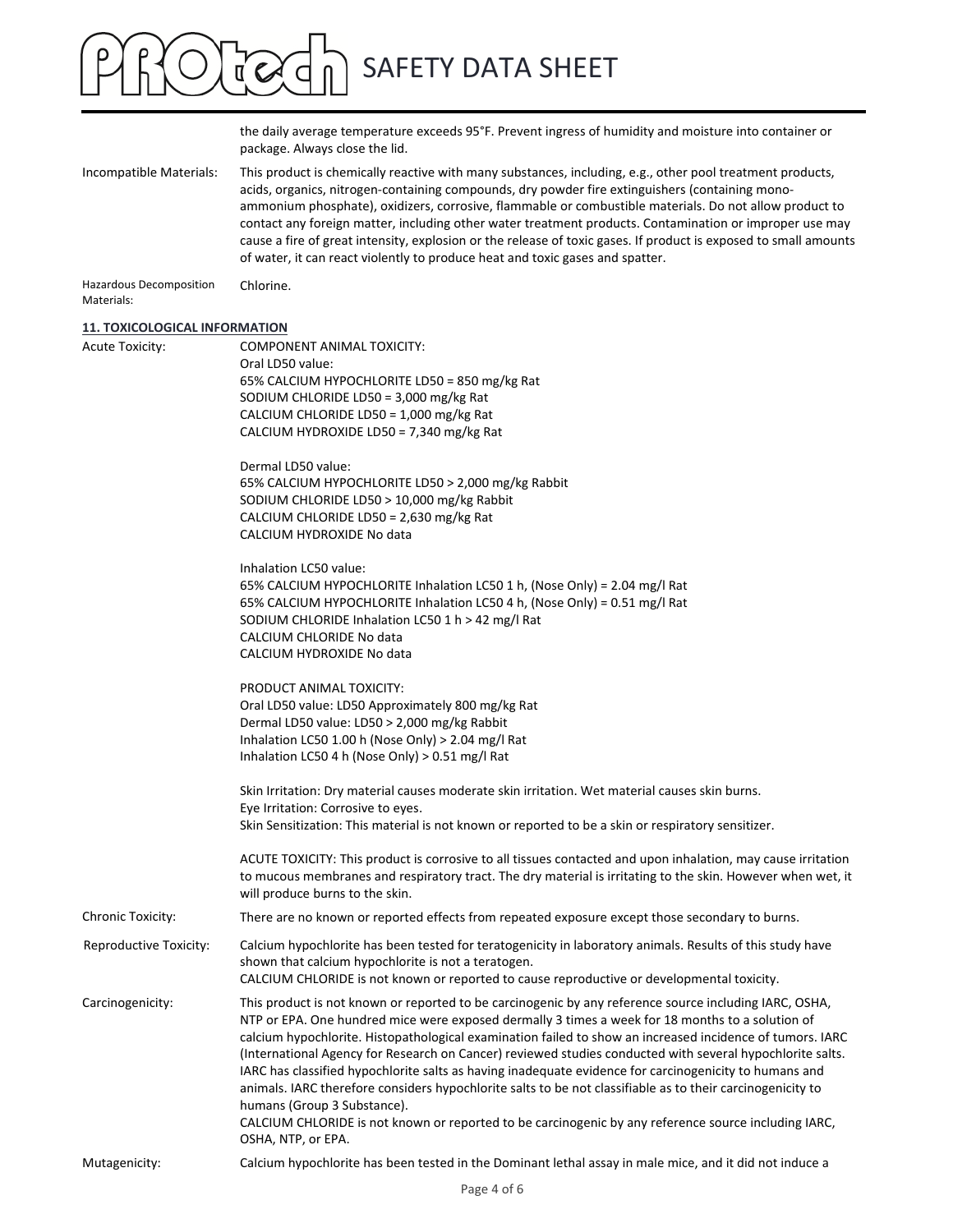the daily average temperature exceeds 95°F. Prevent ingress of humidity and moisture into container or package. Always close the lid.

**Incompatible Materials:** This product is chemically reactive with many substances, including, e.g., other pool treatment products, acids, organics, nitrogen-containing compounds, dry powder fire extinguishers (containing mono-ammonium phosphate), oxidizers, corrosive, flammable or combustible materials. Do not allow product to contact any foreign matter, including other water treatment products. Contamination or improper use may cause a fire of great intensity, explosion or the release of toxic gases. If product is exposed to small amounts of water, it can react violently to produce heat and toxic gases and spatter.

**Hazardous Decomposition Materials:** Chlorine.

## 11. TOXICOLOGICAL INFORMATION

**Acute Toxicity:**

COMPONENT ANIMAL TOXICITY:

Oral LD50 value:
65% CALCIUM HYPOCHLORITE LD50 = 850 mg/kg Rat
SODIUM CHLORIDE LD50 = 3,000 mg/kg Rat
CALCIUM CHLORIDE LD50 = 1,000 mg/kg Rat
CALCIUM HYDROXIDE LD50 = 7,340 mg/kg Rat

Dermal LD50 value:
65% CALCIUM HYPOCHLORITE LD50 > 2,000 mg/kg Rabbit
SODIUM CHLORIDE LD50 > 10,000 mg/kg Rabbit
CALCIUM CHLORIDE LD50 = 2,630 mg/kg Rat
CALCIUM HYDROXIDE No data

Inhalation LC50 value:
65% CALCIUM HYPOCHLORITE Inhalation LC50 1 h, (Nose Only) = 2.04 mg/l Rat
65% CALCIUM HYPOCHLORITE Inhalation LC50 4 h, (Nose Only) = 0.51 mg/l Rat
SODIUM CHLORIDE Inhalation LC50 1 h > 42 mg/l Rat
CALCIUM CHLORIDE No data
CALCIUM HYDROXIDE No data

PRODUCT ANIMAL TOXICITY:
Oral LD50 value: LD50 Approximately 800 mg/kg Rat
Dermal LD50 value: LD50 > 2,000 mg/kg Rabbit
Inhalation LC50 1.00 h (Nose Only) > 2.04 mg/l Rat
Inhalation LC50 4 h (Nose Only) > 0.51 mg/l Rat

Skin Irritation: Dry material causes moderate skin irritation. Wet material causes skin burns.
Eye Irritation: Corrosive to eyes.
Skin Sensitization: This material is not known or reported to be a skin or respiratory sensitizer.

ACUTE TOXICITY: This product is corrosive to all tissues contacted and upon inhalation, may cause irritation to mucous membranes and respiratory tract. The dry material is irritating to the skin. However when wet, it will produce burns to the skin.

**Chronic Toxicity:** There are no known or reported effects from repeated exposure except those secondary to burns.

**Reproductive Toxicity:** Calcium hypochlorite has been tested for teratogenicity in laboratory animals. Results of this study have shown that calcium hypochlorite is not a teratogen.
CALCIUM CHLORIDE is not known or reported to cause reproductive or developmental toxicity.

**Carcinogenicity:** This product is not known or reported to be carcinogenic by any reference source including IARC, OSHA, NTP or EPA. One hundred mice were exposed dermally 3 times a week for 18 months to a solution of calcium hypochlorite. Histopathological examination failed to show an increased incidence of tumors. IARC (International Agency for Research on Cancer) reviewed studies conducted with several hypochlorite salts. IARC has classified hypochlorite salts as having inadequate evidence for carcinogenicity to humans and animals. IARC therefore considers hypochlorite salts to be not classifiable as to their carcinogenicity to humans (Group 3 Substance).
CALCIUM CHLORIDE is not known or reported to be carcinogenic by any reference source including IARC, OSHA, NTP, or EPA.

**Mutagenicity:** Calcium hypochlorite has been tested in the Dominant lethal assay in male mice, and it did not induce a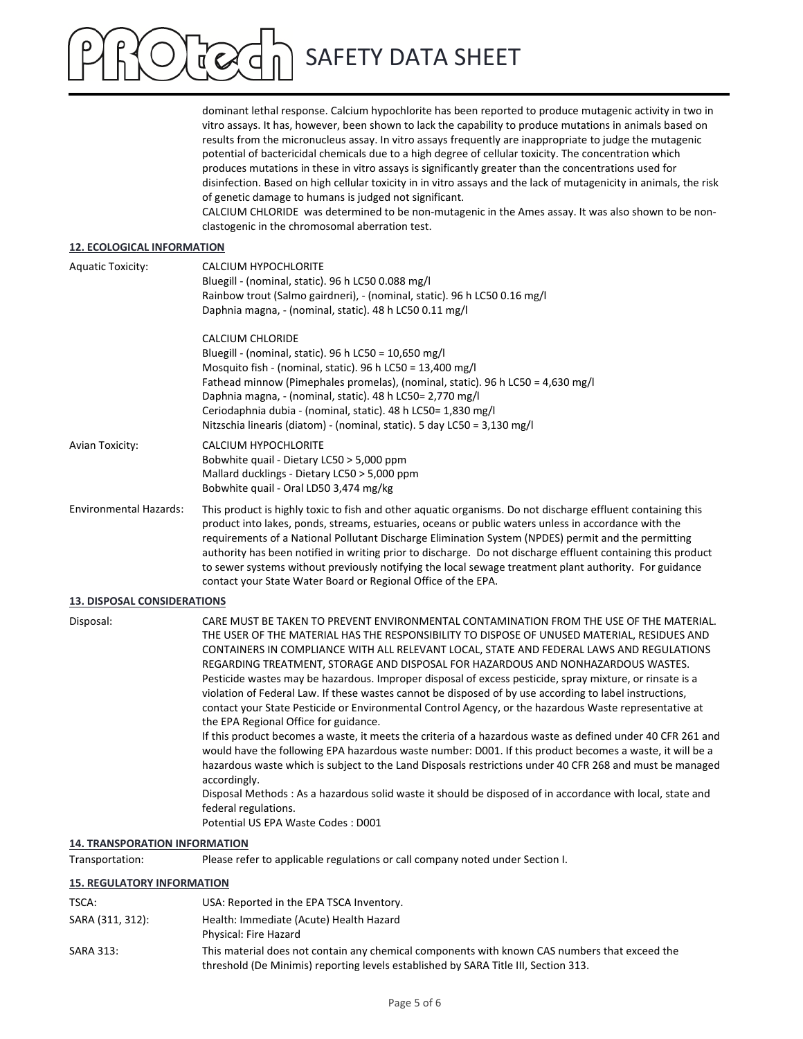dominant lethal response. Calcium hypochlorite has been reported to produce mutagenic activity in two in vitro assays. It has, however, been shown to lack the capability to produce mutations in animals based on results from the micronucleus assay. In vitro assays frequently are inappropriate to judge the mutagenic potential of bactericidal chemicals due to a high degree of cellular toxicity. The concentration which produces mutations in these in vitro assays is significantly greater than the concentrations used for disinfection. Based on high cellular toxicity in in vitro assays and the lack of mutagenicity in animals, the risk of genetic damage to humans is judged not significant.
CALCIUM CHLORIDE was determined to be non-mutagenic in the Ames assay. It was also shown to be non-clastogenic in the chromosomal aberration test.

## 12. ECOLOGICAL INFORMATION

**Aquatic Toxicity:**

CALCIUM HYPOCHLORITE
Bluegill - (nominal, static). 96 h LC50 0.088 mg/l
Rainbow trout (Salmo gairdneri), - (nominal, static). 96 h LC50 0.16 mg/l
Daphnia magna, - (nominal, static). 48 h LC50 0.11 mg/l

CALCIUM CHLORIDE
Bluegill - (nominal, static). 96 h LC50 = 10,650 mg/l
Mosquito fish - (nominal, static). 96 h LC50 = 13,400 mg/l
Fathead minnow (Pimephales promelas), (nominal, static). 96 h LC50 = 4,630 mg/l
Daphnia magna, - (nominal, static). 48 h LC50= 2,770 mg/l
Ceriodaphnia dubia - (nominal, static). 48 h LC50= 1,830 mg/l
Nitzschia linearis (diatom) - (nominal, static). 5 day LC50 = 3,130 mg/l

**Avian Toxicity:**

CALCIUM HYPOCHLORITE
Bobwhite quail - Dietary LC50 > 5,000 ppm
Mallard ducklings - Dietary LC50 > 5,000 ppm
Bobwhite quail - Oral LD50 3,474 mg/kg

**Environmental Hazards:** This product is highly toxic to fish and other aquatic organisms. Do not discharge effluent containing this product into lakes, ponds, streams, estuaries, oceans or public waters unless in accordance with the requirements of a National Pollutant Discharge Elimination System (NPDES) permit and the permitting authority has been notified in writing prior to discharge. Do not discharge effluent containing this product to sewer systems without previously notifying the local sewage treatment plant authority. For guidance contact your State Water Board or Regional Office of the EPA.

## 13. DISPOSAL CONSIDERATIONS

**Disposal:** CARE MUST BE TAKEN TO PREVENT ENVIRONMENTAL CONTAMINATION FROM THE USE OF THE MATERIAL. THE USER OF THE MATERIAL HAS THE RESPONSIBILITY TO DISPOSE OF UNUSED MATERIAL, RESIDUES AND CONTAINERS IN COMPLIANCE WITH ALL RELEVANT LOCAL, STATE AND FEDERAL LAWS AND REGULATIONS REGARDING TREATMENT, STORAGE AND DISPOSAL FOR HAZARDOUS AND NONHAZARDOUS WASTES. Pesticide wastes may be hazardous. Improper disposal of excess pesticide, spray mixture, or rinsate is a violation of Federal Law. If these wastes cannot be disposed of by use according to label instructions, contact your State Pesticide or Environmental Control Agency, or the hazardous Waste representative at the EPA Regional Office for guidance.
If this product becomes a waste, it meets the criteria of a hazardous waste as defined under 40 CFR 261 and would have the following EPA hazardous waste number: D001. If this product becomes a waste, it will be a hazardous waste which is subject to the Land Disposals restrictions under 40 CFR 268 and must be managed accordingly.
Disposal Methods : As a hazardous solid waste it should be disposed of in accordance with local, state and federal regulations.
Potential US EPA Waste Codes : D001

## 14. TRANSPORATION INFORMATION

**Transportation:** Please refer to applicable regulations or call company noted under Section I.

## 15. REGULATORY INFORMATION

**TSCA:** USA: Reported in the EPA TSCA Inventory.

**SARA (311, 312):** Health: Immediate (Acute) Health Hazard
Physical: Fire Hazard

**SARA 313:** This material does not contain any chemical components with known CAS numbers that exceed the threshold (De Minimis) reporting levels established by SARA Title III, Section 313.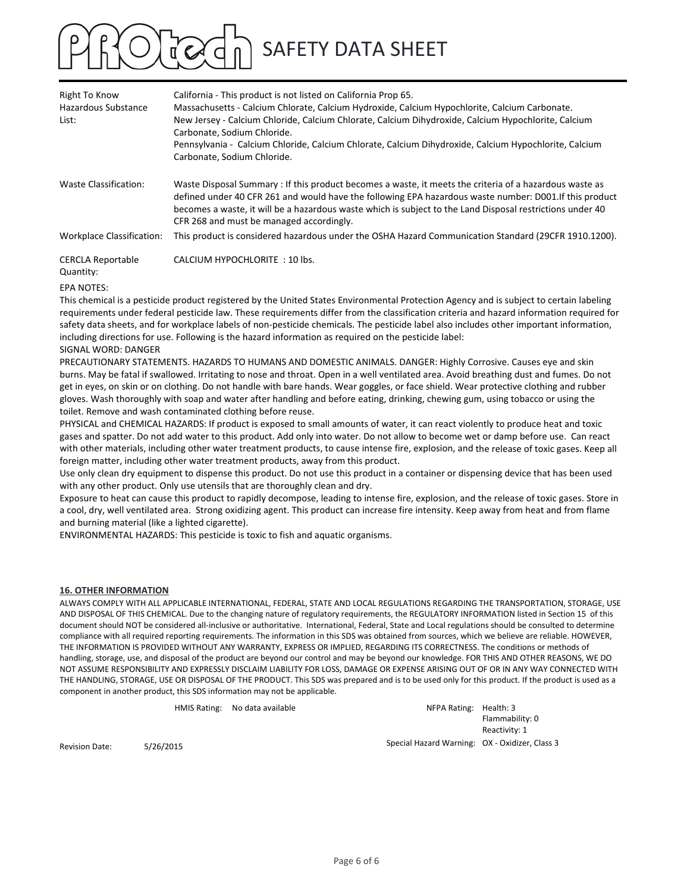| | |
|---|---|
| Right To Know Hazardous Substance List: | California - This product is not listed on California Prop 65.<br>Massachusetts - Calcium Chlorate, Calcium Hydroxide, Calcium Hypochlorite, Calcium Carbonate.<br>New Jersey - Calcium Chloride, Calcium Chlorate, Calcium Dihydroxide, Calcium Hypochlorite, Calcium Carbonate, Sodium Chloride.<br>Pennsylvania - Calcium Chloride, Calcium Chlorate, Calcium Dihydroxide, Calcium Hypochlorite, Calcium Carbonate, Sodium Chloride. |
| Waste Classification: | Waste Disposal Summary : If this product becomes a waste, it meets the criteria of a hazardous waste as defined under 40 CFR 261 and would have the following EPA hazardous waste number: D001.If this product becomes a waste, it will be a hazardous waste which is subject to the Land Disposal restrictions under 40 CFR 268 and must be managed accordingly. |
| Workplace Classification: | This product is considered hazardous under the OSHA Hazard Communication Standard (29CFR 1910.1200). |
| CERCLA Reportable Quantity: | CALCIUM HYPOCHLORITE : 10 lbs. |

EPA NOTES:

This chemical is a pesticide product registered by the United States Environmental Protection Agency and is subject to certain labeling requirements under federal pesticide law. These requirements differ from the classification criteria and hazard information required for safety data sheets, and for workplace labels of non-pesticide chemicals. The pesticide label also includes other important information, including directions for use. Following is the hazard information as required on the pesticide label:

SIGNAL WORD: DANGER

PRECAUTIONARY STATEMENTS. HAZARDS TO HUMANS AND DOMESTIC ANIMALS. DANGER: Highly Corrosive. Causes eye and skin burns. May be fatal if swallowed. Irritating to nose and throat. Open in a well ventilated area. Avoid breathing dust and fumes. Do not get in eyes, on skin or on clothing. Do not handle with bare hands. Wear goggles, or face shield. Wear protective clothing and rubber gloves. Wash thoroughly with soap and water after handling and before eating, drinking, chewing gum, using tobacco or using the toilet. Remove and wash contaminated clothing before reuse.

PHYSICAL and CHEMICAL HAZARDS: If product is exposed to small amounts of water, it can react violently to produce heat and toxic gases and spatter. Do not add water to this product. Add only into water. Do not allow to become wet or damp before use. Can react with other materials, including other water treatment products, to cause intense fire, explosion, and the release of toxic gases. Keep all foreign matter, including other water treatment products, away from this product.

Use only clean dry equipment to dispense this product. Do not use this product in a container or dispensing device that has been used with any other product. Only use utensils that are thoroughly clean and dry.

Exposure to heat can cause this product to rapidly decompose, leading to intense fire, explosion, and the release of toxic gases. Store in a cool, dry, well ventilated area. Strong oxidizing agent. This product can increase fire intensity. Keep away from heat and from flame and burning material (like a lighted cigarette).

ENVIRONMENTAL HAZARDS: This pesticide is toxic to fish and aquatic organisms.

## 16. OTHER INFORMATION

ALWAYS COMPLY WITH ALL APPLICABLE INTERNATIONAL, FEDERAL, STATE AND LOCAL REGULATIONS REGARDING THE TRANSPORTATION, STORAGE, USE AND DISPOSAL OF THIS CHEMICAL. Due to the changing nature of regulatory requirements, the REGULATORY INFORMATION listed in Section 15 of this document should NOT be considered all-inclusive or authoritative. International, Federal, State and Local regulations should be consulted to determine compliance with all required reporting requirements. The information in this SDS was obtained from sources, which we believe are reliable. HOWEVER, THE INFORMATION IS PROVIDED WITHOUT ANY WARRANTY, EXPRESS OR IMPLIED, REGARDING ITS CORRECTNESS. The conditions or methods of handling, storage, use, and disposal of the product are beyond our control and may be beyond our knowledge. FOR THIS AND OTHER REASONS, WE DO NOT ASSUME RESPONSIBILITY AND EXPRESSLY DISCLAIM LIABILITY FOR LOSS, DAMAGE OR EXPENSE ARISING OUT OF OR IN ANY WAY CONNECTED WITH THE HANDLING, STORAGE, USE OR DISPOSAL OF THE PRODUCT. This SDS was prepared and is to be used only for this product. If the product is used as a component in another product, this SDS information may not be applicable.

HMIS Rating: No data available

NFPA Rating: Health: 3
Flammability: 0
Reactivity: 1

Special Hazard Warning: OX - Oxidizer, Class 3

Revision Date: 5/26/2015